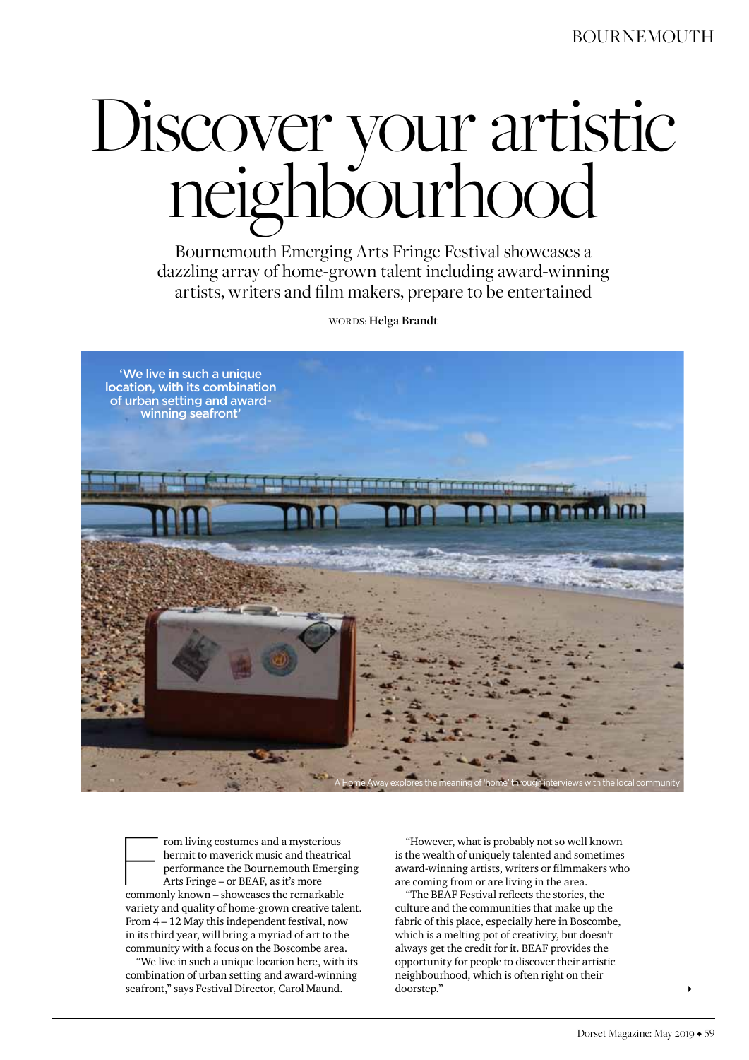# Discover your artistic neighbourhood

Bournemouth Emerging Arts Fringe Festival showcases a dazzling array of home-grown talent including award-winning artists, writers and film makers, prepare to be entertained

WORDS: **Helga Brandt**

'We live in such a unique location, with its combination of urban setting and award-winning seafront'

A Home Away explores the meaning of 'home' through interviews with the local community

From living costumes and a mysterious hermit to maverick music and theatrical performance the Bournemouth Emerging Arts Fringe – or BEAF, as it's more commonly known – showcases the remarkable variety and quality of home-grown creative talent. From 4 – 12 May this independent festival, now in its third year, will bring a myriad of art to the community with a focus on the Boscombe area.

"We live in such a unique location here, with its combination of urban setting and award-winning seafront," says Festival Director, Carol Maund.

"However, what is probably not so well known is the wealth of uniquely talented and sometimes award-winning artists, writers or filmmakers who are coming from or are living in the area.

"The BEAF Festival reflects the stories, the culture and the communities that make up the fabric of this place, especially here in Boscombe, which is a melting pot of creativity, but doesn't always get the credit for it. BEAF provides the opportunity for people to discover their artistic neighbourhood, which is often right on their doorstep."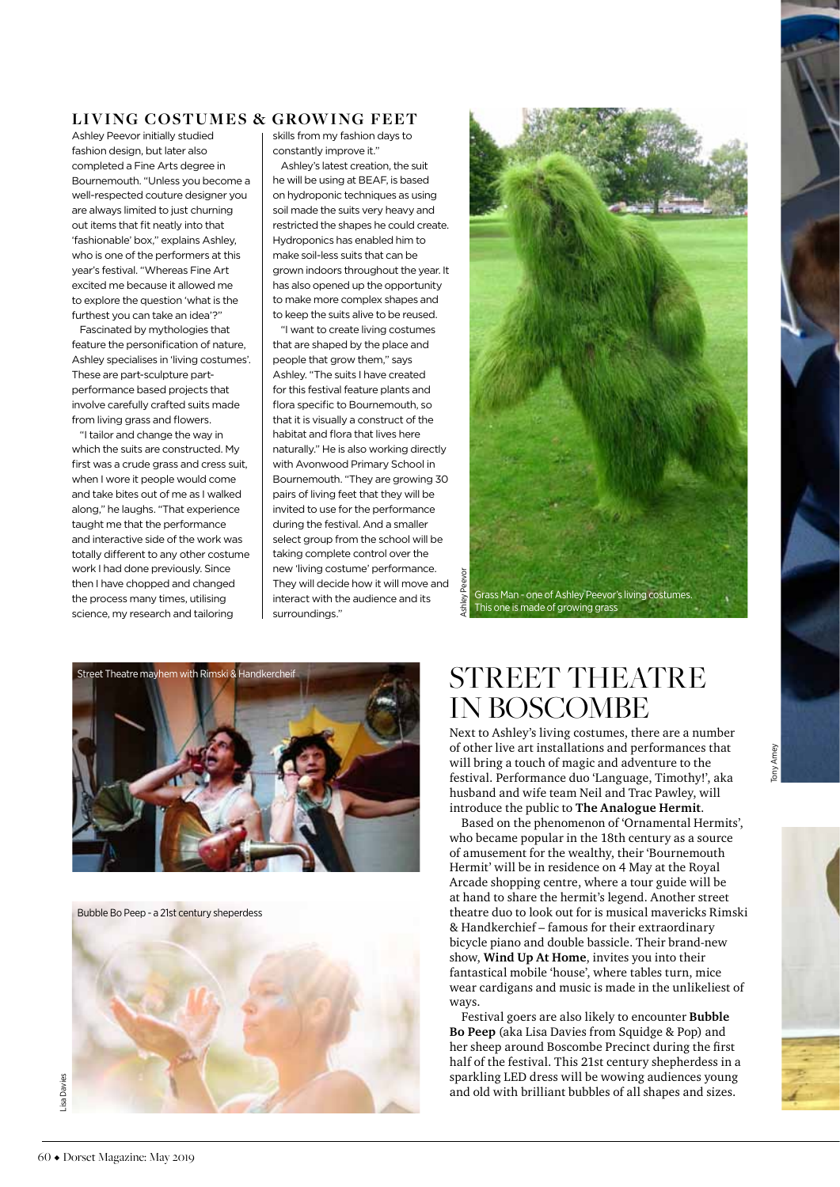## LIVING COSTUMES & GROWING FEET

Ashley Peevor initially studied fashion design, but later also completed a Fine Arts degree in Bournemouth. "Unless you become a well-respected couture designer you are always limited to just churning out items that fit neatly into that 'fashionable' box," explains Ashley, who is one of the performers at this year's festival. "Whereas Fine Art excited me because it allowed me to explore the question 'what is the furthest you can take an idea'?"

Fascinated by mythologies that feature the personification of nature, Ashley specialises in 'living costumes'. These are part-sculpture part-performance based projects that involve carefully crafted suits made from living grass and flowers.

"I tailor and change the way in which the suits are constructed. My first was a crude grass and cress suit, when I wore it people would come and take bites out of me as I walked along," he laughs. "That experience taught me that the performance and interactive side of the work was totally different to any other costume work I had done previously. Since then I have chopped and changed the process many times, utilising science, my research and tailoring skills from my fashion days to constantly improve it."

Ashley's latest creation, the suit he will be using at BEAF, is based on hydroponic techniques as using soil made the suits very heavy and restricted the shapes he could create. Hydroponics has enabled him to make soil-less suits that can be grown indoors throughout the year. It has also opened up the opportunity to make more complex shapes and to keep the suits alive to be reused.

"I want to create living costumes that are shaped by the place and people that grow them," says Ashley. "The suits I have created for this festival feature plants and flora specific to Bournemouth, so that it is visually a construct of the habitat and flora that lives here naturally." He is also working directly with Avonwood Primary School in Bournemouth. "They are growing 30 pairs of living feet that they will be invited to use for the performance during the festival. And a smaller select group from the school will be taking complete control over the new 'living costume' performance. They will decide how it will move and interact with the audience and its surroundings."

Grass Man - one of Ashley Peevor's living costumes. This one is made of growing grass

Ashley Peevor

Street Theatre mayhem with Rimski & Handkercheif

Bubble Bo Peep - a 21st century sheperdess

Lisa Davies

# STREET THEATRE IN BOSCOMBE

Next to Ashley's living costumes, there are a number of other live art installations and performances that will bring a touch of magic and adventure to the festival. Performance duo 'Language, Timothy!', aka husband and wife team Neil and Trac Pawley, will introduce the public to **The Analogue Hermit**.

Based on the phenomenon of 'Ornamental Hermits', who became popular in the 18th century as a source of amusement for the wealthy, their 'Bournemouth Hermit' will be in residence on 4 May at the Royal Arcade shopping centre, where a tour guide will be at hand to share the hermit's legend. Another street theatre duo to look out for is musical mavericks Rimski & Handkerchief – famous for their extraordinary bicycle piano and double bassicle. Their brand-new show, **Wind Up At Home**, invites you into their fantastical mobile 'house', where tables turn, mice wear cardigans and music is made in the unlikeliest of ways.

Festival goers are also likely to encounter **Bubble Bo Peep** (aka Lisa Davies from Squidge & Pop) and her sheep around Boscombe Precinct during the first half of the festival. This 21st century shepherdess in a sparkling LED dress will be wowing audiences young and old with brilliant bubbles of all shapes and sizes.

Tony Amey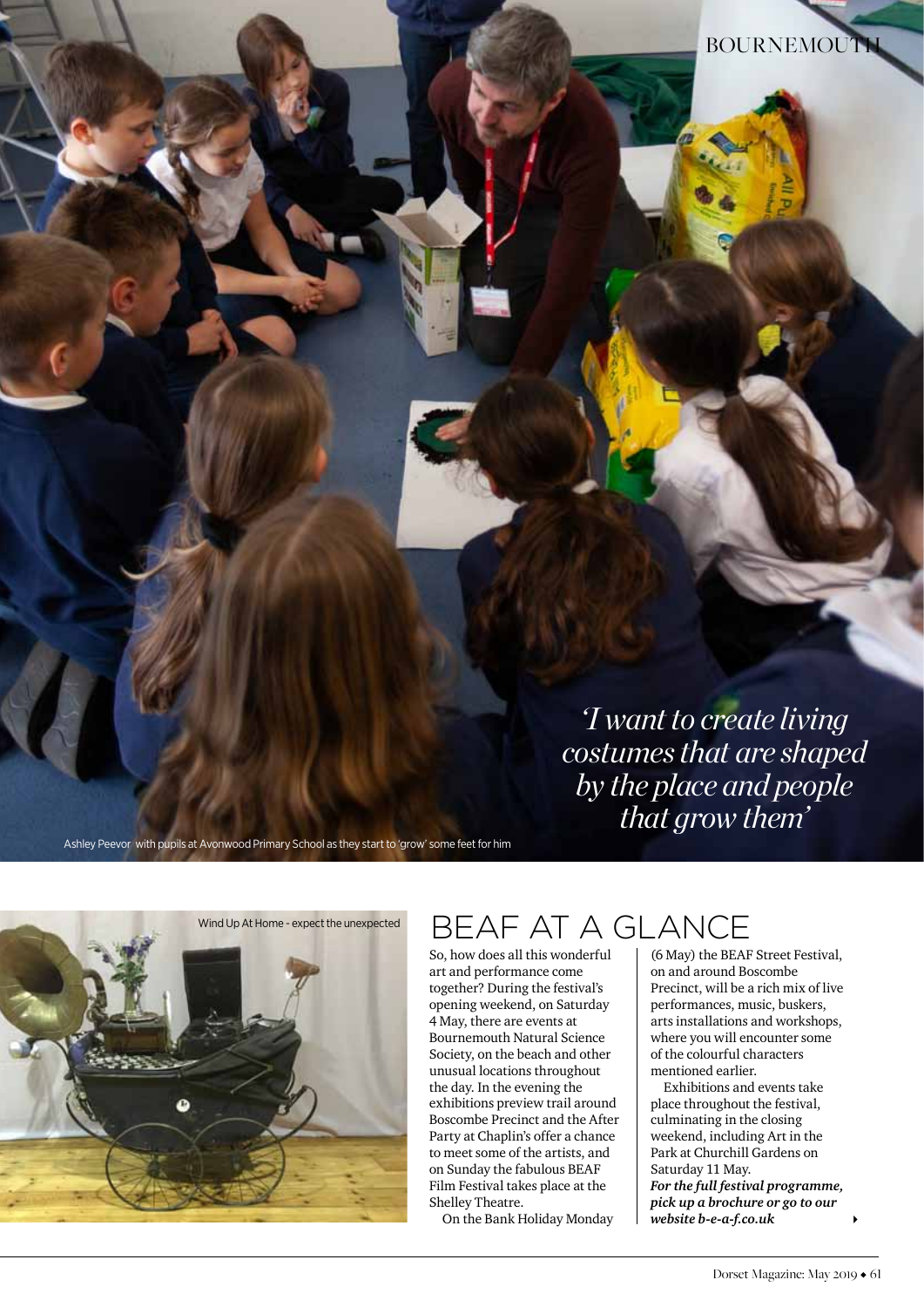*'I want to create living costumes that are shaped by the place and people that grow them'*

Ashley Peevor with pupils at Avonwood Primary School as they start to 'grow' some feet for him

Wind Up At Home - expect the unexpected

## BEAF AT A GLANCE

So, how does all this wonderful art and performance come together? During the festival's opening weekend, on Saturday 4 May, there are events at Bournemouth Natural Science Society, on the beach and other unusual locations throughout the day. In the evening the exhibitions preview trail around Boscombe Precinct and the After Party at Chaplin's offer a chance to meet some of the artists, and on Sunday the fabulous BEAF Film Festival takes place at the Shelley Theatre.

On the Bank Holiday Monday (6 May) the BEAF Street Festival, on and around Boscombe Precinct, will be a rich mix of live performances, music, buskers, arts installations and workshops, where you will encounter some of the colourful characters mentioned earlier.

Exhibitions and events take place throughout the festival, culminating in the closing weekend, including Art in the Park at Churchill Gardens on Saturday 11 May.

***For the full festival programme, pick up a brochure or go to our website b-e-a-f.co.uk***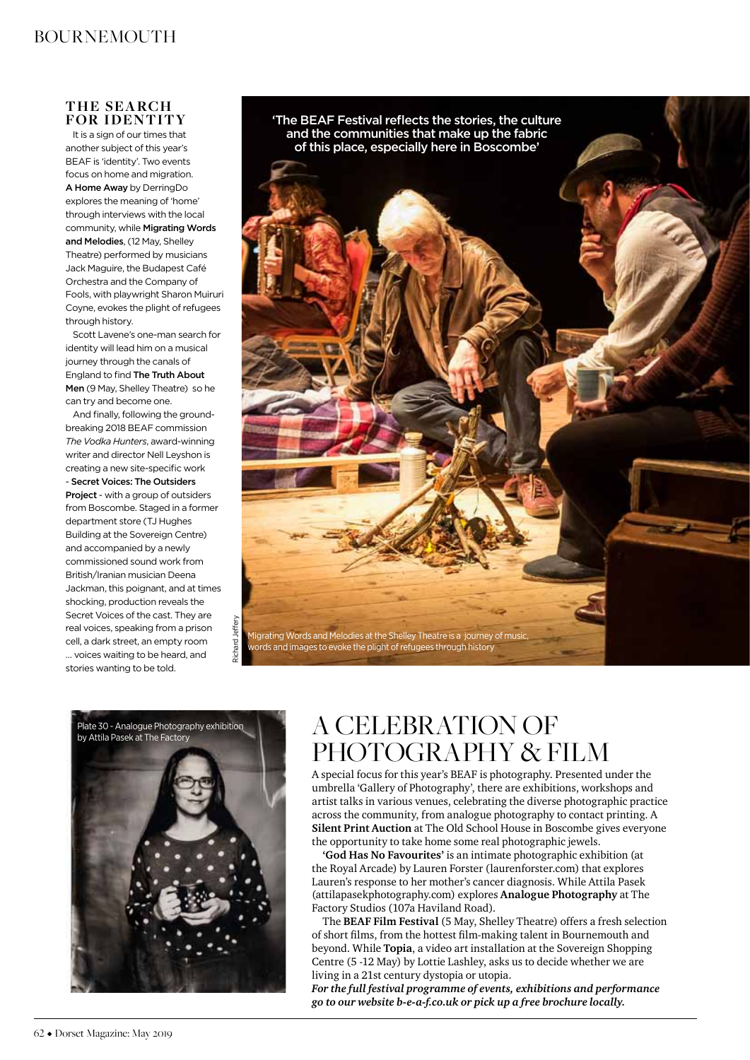### THE SEARCH FOR IDENTITY

It is a sign of our times that another subject of this year's BEAF is 'identity'. Two events focus on home and migration. **A Home Away** by DerringDo explores the meaning of 'home' through interviews with the local community, while **Migrating Words and Melodies**, (12 May, Shelley Theatre) performed by musicians Jack Maguire, the Budapest Café Orchestra and the Company of Fools, with playwright Sharon Muiruri Coyne, evokes the plight of refugees through history.

Scott Lavene's one-man search for identity will lead him on a musical journey through the canals of England to find **The Truth About Men** (9 May, Shelley Theatre) so he can try and become one.

And finally, following the ground-breaking 2018 BEAF commission *The Vodka Hunters*, award-winning writer and director Nell Leyshon is creating a new site-specific work - **Secret Voices: The Outsiders Project** - with a group of outsiders from Boscombe. Staged in a former department store (TJ Hughes Building at the Sovereign Centre) and accompanied by a newly commissioned sound work from British/Iranian musician Deena Jackman, this poignant, and at times shocking, production reveals the Secret Voices of the cast. They are real voices, speaking from a prison cell, a dark street, an empty room ... voices waiting to be heard, and stories wanting to be told.

'The BEAF Festival reflects the stories, the culture and the communities that make up the fabric of this place, especially here in Boscombe'

Richard Jeffery

Migrating Words and Melodies at the Shelley Theatre is a journey of music, words and images to evoke the plight of refugees through history

Plate 30 - Analogue Photography exhibition by Attila Pasek at The Factory

## A CELEBRATION OF PHOTOGRAPHY & FILM

A special focus for this year's BEAF is photography. Presented under the umbrella 'Gallery of Photography', there are exhibitions, workshops and artist talks in various venues, celebrating the diverse photographic practice across the community, from analogue photography to contact printing. A **Silent Print Auction** at The Old School House in Boscombe gives everyone the opportunity to take home some real photographic jewels.

**'God Has No Favourites'** is an intimate photographic exhibition (at the Royal Arcade) by Lauren Forster (laurenforster.com) that explores Lauren's response to her mother's cancer diagnosis. While Attila Pasek (attilapasekphotography.com) explores **Analogue Photography** at The Factory Studios (107a Haviland Road).

The **BEAF Film Festival** (5 May, Shelley Theatre) offers a fresh selection of short films, from the hottest film-making talent in Bournemouth and beyond. While **Topia**, a video art installation at the Sovereign Shopping Centre (5 -12 May) by Lottie Lashley, asks us to decide whether we are living in a 21st century dystopia or utopia.

***For the full festival programme of events, exhibitions and performance go to our website b-e-a-f.co.uk or pick up a free brochure locally.***